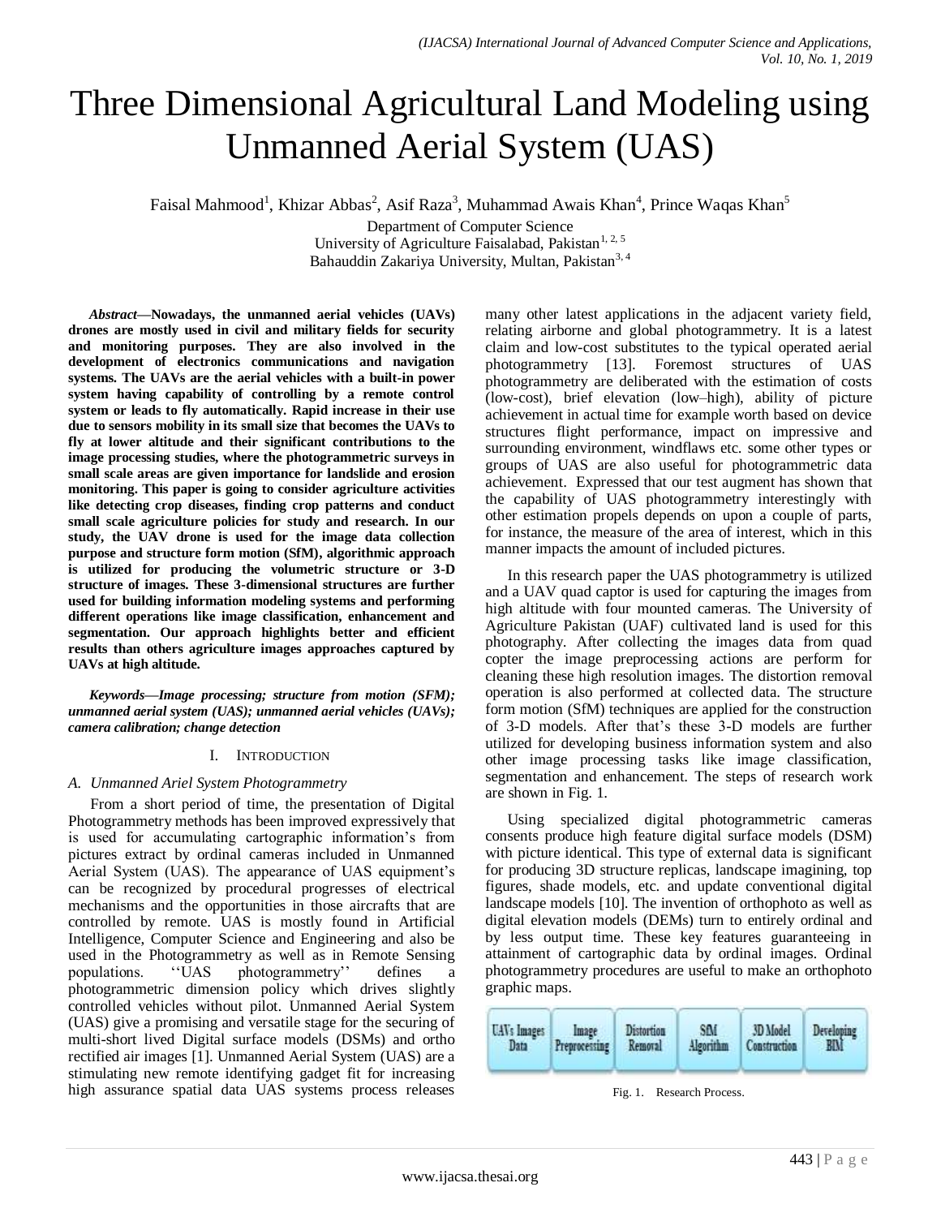# Three Dimensional Agricultural Land Modeling using Unmanned Aerial System (UAS)

Faisal Mahmood[1], Khizar Abbas[2], Asif Raza[3], Muhammad Awais Khan[4], Prince Waqas Khan[5]

Department of Computer Science
University of Agriculture Faisalabad, Pakistan[1, 2, 5]
Bahauddin Zakariya University, Multan, Pakistan[3, 4]

***Abstract*—Nowadays, the unmanned aerial vehicles (UAVs) drones are mostly used in civil and military fields for security and monitoring purposes. They are also involved in the development of electronics communications and navigation systems. The UAVs are the aerial vehicles with a built-in power system having capability of controlling by a remote control system or leads to fly automatically. Rapid increase in their use due to sensors mobility in its small size that becomes the UAVs to fly at lower altitude and their significant contributions to the image processing studies, where the photogrammetric surveys in small scale areas are given importance for landslide and erosion monitoring. This paper is going to consider agriculture activities like detecting crop diseases, finding crop patterns and conduct small scale agriculture policies for study and research. In our study, the UAV drone is used for the image data collection purpose and structure form motion (SfM), algorithmic approach is utilized for producing the volumetric structure or 3-D structure of images. These 3-dimensional structures are further used for building information modeling systems and performing different operations like image classification, enhancement and segmentation. Our approach highlights better and efficient results than others agriculture images approaches captured by UAVs at high altitude.**

***Keywords*—*Image processing; structure from motion (SFM); unmanned aerial system (UAS); unmanned aerial vehicles (UAVs); camera calibration; change detection***

## I. Introduction

### A. Unmanned Ariel System Photogrammetry

From a short period of time, the presentation of Digital Photogrammetry methods has been improved expressively that is used for accumulating cartographic information's from pictures extract by ordinal cameras included in Unmanned Aerial System (UAS). The appearance of UAS equipment's can be recognized by procedural progresses of electrical mechanisms and the opportunities in those aircrafts that are controlled by remote. UAS is mostly found in Artificial Intelligence, Computer Science and Engineering and also be used in the Photogrammetry as well as in Remote Sensing populations. ''UAS photogrammetry'' defines a photogrammetric dimension policy which drives slightly controlled vehicles without pilot. Unmanned Aerial System (UAS) give a promising and versatile stage for the securing of multi-short lived Digital surface models (DSMs) and ortho rectified air images [1]. Unmanned Aerial System (UAS) are a stimulating new remote identifying gadget fit for increasing high assurance spatial data UAS systems process releases many other latest applications in the adjacent variety field, relating airborne and global photogrammetry. It is a latest claim and low-cost substitutes to the typical operated aerial photogrammetry [13]. Foremost structures of UAS photogrammetry are deliberated with the estimation of costs (low-cost), brief elevation (low–high), ability of picture achievement in actual time for example worth based on device structures flight performance, impact on impressive and surrounding environment, windflaws etc. some other types or groups of UAS are also useful for photogrammetric data achievement. Expressed that our test augment has shown that the capability of UAS photogrammetry interestingly with other estimation propels depends on upon a couple of parts, for instance, the measure of the area of interest, which in this manner impacts the amount of included pictures.

In this research paper the UAS photogrammetry is utilized and a UAV quad captor is used for capturing the images from high altitude with four mounted cameras. The University of Agriculture Pakistan (UAF) cultivated land is used for this photography. After collecting the images data from quad copter the image preprocessing actions are perform for cleaning these high resolution images. The distortion removal operation is also performed at collected data. The structure form motion (SfM) techniques are applied for the construction of 3-D models. After that's these 3-D models are further utilized for developing business information system and also other image processing tasks like image classification, segmentation and enhancement. The steps of research work are shown in Fig. 1.

Using specialized digital photogrammetric cameras consents produce high feature digital surface models (DSM) with picture identical. This type of external data is significant for producing 3D structure replicas, landscape imagining, top figures, shade models, etc. and update conventional digital landscape models [10]. The invention of orthophoto as well as digital elevation models (DEMs) turn to entirely ordinal and by less output time. These key features guaranteeing in attainment of cartographic data by ordinal images. Ordinal photogrammetry procedures are useful to make an orthophoto graphic maps.

| UAVs Images Data | Image Preprocessing | Distortion Removal | SfM Algorithm | 3D Model Construction | Developing BIM |
|---|---|---|---|---|---|

Fig. 1. Research Process.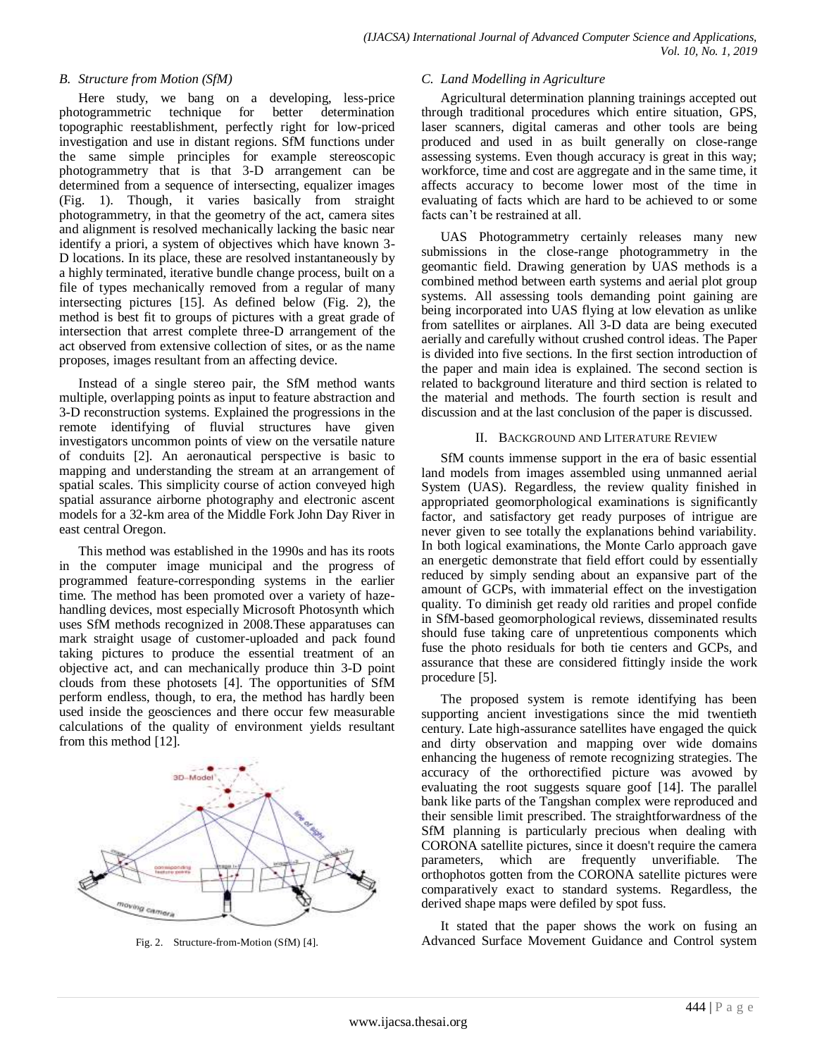### B. Structure from Motion (SfM)

Here study, we bang on a developing, less-price photogrammetric technique for better determination topographic reestablishment, perfectly right for low-priced investigation and use in distant regions. SfM functions under the same simple principles for example stereoscopic photogrammetry that is that 3-D arrangement can be determined from a sequence of intersecting, equalizer images (Fig. 1). Though, it varies basically from straight photogrammetry, in that the geometry of the act, camera sites and alignment is resolved mechanically lacking the basic near identify a priori, a system of objectives which have known 3-D locations. In its place, these are resolved instantaneously by a highly terminated, iterative bundle change process, built on a file of types mechanically removed from a regular of many intersecting pictures [15]. As defined below (Fig. 2), the method is best fit to groups of pictures with a great grade of intersection that arrest complete three-D arrangement of the act observed from extensive collection of sites, or as the name proposes, images resultant from an affecting device.

Instead of a single stereo pair, the SfM method wants multiple, overlapping points as input to feature abstraction and 3-D reconstruction systems. Explained the progressions in the remote identifying of fluvial structures have given investigators uncommon points of view on the versatile nature of conduits [2]. An aeronautical perspective is basic to mapping and understanding the stream at an arrangement of spatial scales. This simplicity course of action conveyed high spatial assurance airborne photography and electronic ascent models for a 32-km area of the Middle Fork John Day River in east central Oregon.

This method was established in the 1990s and has its roots in the computer image municipal and the progress of programmed feature-corresponding systems in the earlier time. The method has been promoted over a variety of haze-handling devices, most especially Microsoft Photosynth which uses SfM methods recognized in 2008.These apparatuses can mark straight usage of customer-uploaded and pack found taking pictures to produce the essential treatment of an objective act, and can mechanically produce thin 3-D point clouds from these photosets [4]. The opportunities of SfM perform endless, though, to era, the method has hardly been used inside the geosciences and there occur few measurable calculations of the quality of environment yields resultant from this method [12].

Fig. 2. Structure-from-Motion (SfM) [4].

### C. Land Modelling in Agriculture

Agricultural determination planning trainings accepted out through traditional procedures which entire situation, GPS, laser scanners, digital cameras and other tools are being produced and used in as built generally on close-range assessing systems. Even though accuracy is great in this way; workforce, time and cost are aggregate and in the same time, it affects accuracy to become lower most of the time in evaluating of facts which are hard to be achieved to or some facts can't be restrained at all.

UAS Photogrammetry certainly releases many new submissions in the close-range photogrammetry in the geomantic field. Drawing generation by UAS methods is a combined method between earth systems and aerial plot group systems. All assessing tools demanding point gaining are being incorporated into UAS flying at low elevation as unlike from satellites or airplanes. All 3-D data are being executed aerially and carefully without crushed control ideas. The Paper is divided into five sections. In the first section introduction of the paper and main idea is explained. The second section is related to background literature and third section is related to the material and methods. The fourth section is result and discussion and at the last conclusion of the paper is discussed.

## II. Background and Literature Review

SfM counts immense support in the era of basic essential land models from images assembled using unmanned aerial System (UAS). Regardless, the review quality finished in appropriated geomorphological examinations is significantly factor, and satisfactory get ready purposes of intrigue are never given to see totally the explanations behind variability. In both logical examinations, the Monte Carlo approach gave an energetic demonstrate that field effort could by essentially reduced by simply sending about an expansive part of the amount of GCPs, with immaterial effect on the investigation quality. To diminish get ready old rarities and propel confide in SfM-based geomorphological reviews, disseminated results should fuse taking care of unpretentious components which fuse the photo residuals for both tie centers and GCPs, and assurance that these are considered fittingly inside the work procedure [5].

The proposed system is remote identifying has been supporting ancient investigations since the mid twentieth century. Late high-assurance satellites have engaged the quick and dirty observation and mapping over wide domains enhancing the hugeness of remote recognizing strategies. The accuracy of the orthorectified picture was avowed by evaluating the root suggests square goof [14]. The parallel bank like parts of the Tangshan complex were reproduced and their sensible limit prescribed. The straightforwardness of the SfM planning is particularly precious when dealing with CORONA satellite pictures, since it doesn't require the camera parameters, which are frequently unverifiable. The orthophotos gotten from the CORONA satellite pictures were comparatively exact to standard systems. Regardless, the derived shape maps were defiled by spot fuss.

It stated that the paper shows the work on fusing an Advanced Surface Movement Guidance and Control system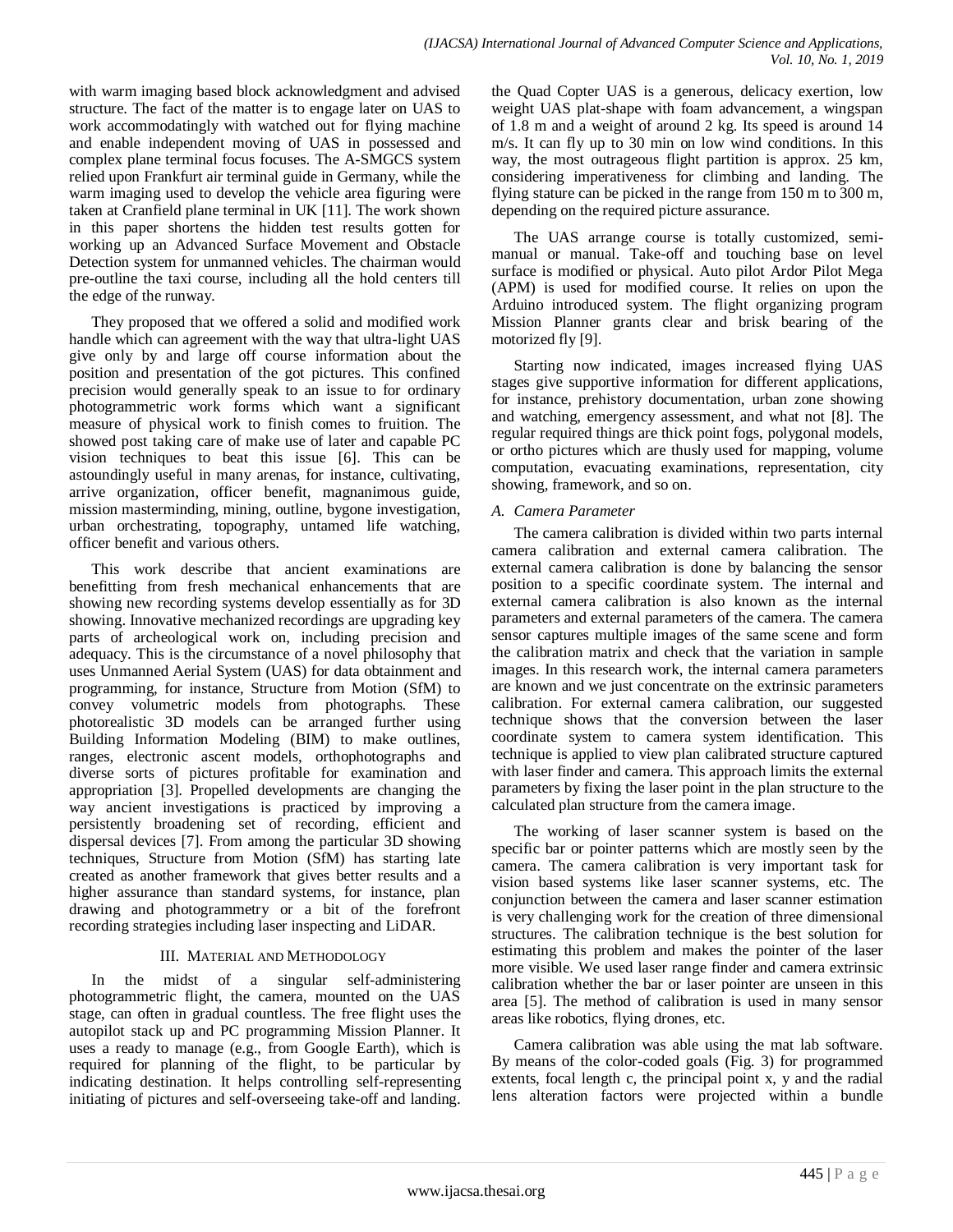with warm imaging based block acknowledgment and advised structure. The fact of the matter is to engage later on UAS to work accommodatingly with watched out for flying machine and enable independent moving of UAS in possessed and complex plane terminal focus focuses. The A-SMGCS system relied upon Frankfurt air terminal guide in Germany, while the warm imaging used to develop the vehicle area figuring were taken at Cranfield plane terminal in UK [11]. The work shown in this paper shortens the hidden test results gotten for working up an Advanced Surface Movement and Obstacle Detection system for unmanned vehicles. The chairman would pre-outline the taxi course, including all the hold centers till the edge of the runway.

They proposed that we offered a solid and modified work handle which can agreement with the way that ultra-light UAS give only by and large off course information about the position and presentation of the got pictures. This confined precision would generally speak to an issue to for ordinary photogrammetric work forms which want a significant measure of physical work to finish comes to fruition. The showed post taking care of make use of later and capable PC vision techniques to beat this issue [6]. This can be astoundingly useful in many arenas, for instance, cultivating, arrive organization, officer benefit, magnanimous guide, mission masterminding, mining, outline, bygone investigation, urban orchestrating, topography, untamed life watching, officer benefit and various others.

This work describe that ancient examinations are benefitting from fresh mechanical enhancements that are showing new recording systems develop essentially as for 3D showing. Innovative mechanized recordings are upgrading key parts of archeological work on, including precision and adequacy. This is the circumstance of a novel philosophy that uses Unmanned Aerial System (UAS) for data obtainment and programming, for instance, Structure from Motion (SfM) to convey volumetric models from photographs. These photorealistic 3D models can be arranged further using Building Information Modeling (BIM) to make outlines, ranges, electronic ascent models, orthophotographs and diverse sorts of pictures profitable for examination and appropriation [3]. Propelled developments are changing the way ancient investigations is practiced by improving a persistently broadening set of recording, efficient and dispersal devices [7]. From among the particular 3D showing techniques, Structure from Motion (SfM) has starting late created as another framework that gives better results and a higher assurance than standard systems, for instance, plan drawing and photogrammetry or a bit of the forefront recording strategies including laser inspecting and LiDAR.

## III. Material and Methodology

In the midst of a singular self-administering photogrammetric flight, the camera, mounted on the UAS stage, can often in gradual countless. The free flight uses the autopilot stack up and PC programming Mission Planner. It uses a ready to manage (e.g., from Google Earth), which is required for planning of the flight, to be particular by indicating destination. It helps controlling self-representing initiating of pictures and self-overseeing take-off and landing. the Quad Copter UAS is a generous, delicacy exertion, low weight UAS plat-shape with foam advancement, a wingspan of 1.8 m and a weight of around 2 kg. Its speed is around 14 m/s. It can fly up to 30 min on low wind conditions. In this way, the most outrageous flight partition is approx. 25 km, considering imperativeness for climbing and landing. The flying stature can be picked in the range from 150 m to 300 m, depending on the required picture assurance.

The UAS arrange course is totally customized, semi-manual or manual. Take-off and touching base on level surface is modified or physical. Auto pilot Ardor Pilot Mega (APM) is used for modified course. It relies on upon the Arduino introduced system. The flight organizing program Mission Planner grants clear and brisk bearing of the motorized fly [9].

Starting now indicated, images increased flying UAS stages give supportive information for different applications, for instance, prehistory documentation, urban zone showing and watching, emergency assessment, and what not [8]. The regular required things are thick point fogs, polygonal models, or ortho pictures which are thusly used for mapping, volume computation, evacuating examinations, representation, city showing, framework, and so on.

### A. Camera Parameter

The camera calibration is divided within two parts internal camera calibration and external camera calibration. The external camera calibration is done by balancing the sensor position to a specific coordinate system. The internal and external camera calibration is also known as the internal parameters and external parameters of the camera. The camera sensor captures multiple images of the same scene and form the calibration matrix and check that the variation in sample images. In this research work, the internal camera parameters are known and we just concentrate on the extrinsic parameters calibration. For external camera calibration, our suggested technique shows that the conversion between the laser coordinate system to camera system identification. This technique is applied to view plan calibrated structure captured with laser finder and camera. This approach limits the external parameters by fixing the laser point in the plan structure to the calculated plan structure from the camera image.

The working of laser scanner system is based on the specific bar or pointer patterns which are mostly seen by the camera. The camera calibration is very important task for vision based systems like laser scanner systems, etc. The conjunction between the camera and laser scanner estimation is very challenging work for the creation of three dimensional structures. The calibration technique is the best solution for estimating this problem and makes the pointer of the laser more visible. We used laser range finder and camera extrinsic calibration whether the bar or laser pointer are unseen in this area [5]. The method of calibration is used in many sensor areas like robotics, flying drones, etc.

Camera calibration was able using the mat lab software. By means of the color-coded goals (Fig. 3) for programmed extents, focal length c, the principal point x, y and the radial lens alteration factors were projected within a bundle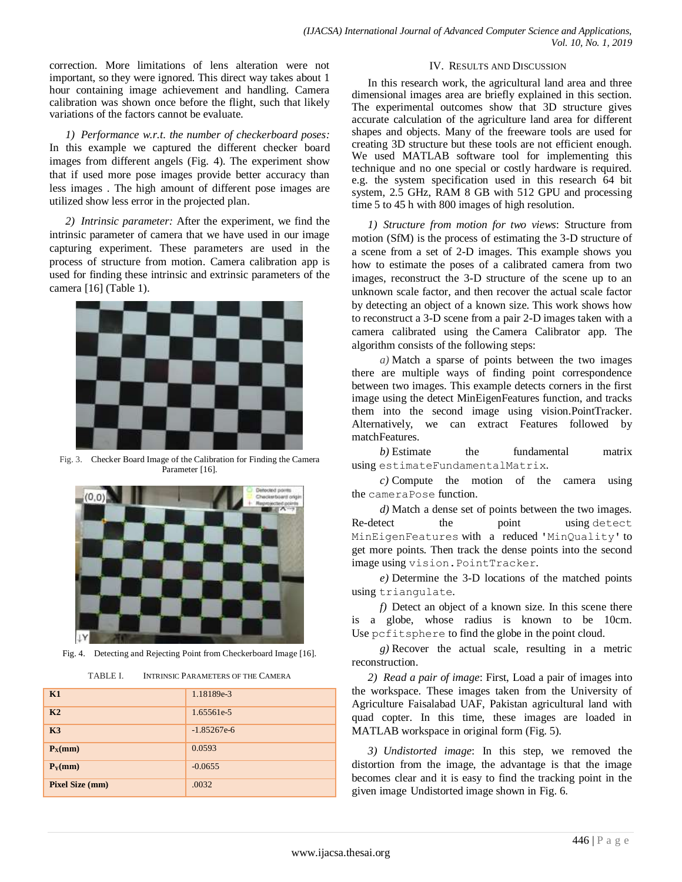correction. More limitations of lens alteration were not important, so they were ignored. This direct way takes about 1 hour containing image achievement and handling. Camera calibration was shown once before the flight, such that likely variations of the factors cannot be evaluate.

*1) Performance w.r.t. the number of checkerboard poses:* In this example we captured the different checker board images from different angels (Fig. 4). The experiment show that if used more pose images provide better accuracy than less images . The high amount of different pose images are utilized show less error in the projected plan.

*2) Intrinsic parameter:* After the experiment, we find the intrinsic parameter of camera that we have used in our image capturing experiment. These parameters are used in the process of structure from motion. Camera calibration app is used for finding these intrinsic and extrinsic parameters of the camera [16] (Table 1).

Fig. 3. Checker Board Image of the Calibration for Finding the Camera Parameter [16].

Fig. 4. Detecting and Rejecting Point from Checkerboard Image [16].

TABLE I. INTRINSIC PARAMETERS OF THE CAMERA

| | |
|---|---|
| **K1** | 1.18189e-3 |
| **K2** | 1.65561e-5 |
| **K3** | -1.85267e-6 |
| **$P_X$(mm)** | 0.0593 |
| **$P_Y$(mm)** | -0.0655 |
| **Pixel Size (mm)** | .0032 |

## IV. RESULTS AND DISCUSSION

In this research work, the agricultural land area and three dimensional images area are briefly explained in this section. The experimental outcomes show that 3D structure gives accurate calculation of the agriculture land area for different shapes and objects. Many of the freeware tools are used for creating 3D structure but these tools are not efficient enough. We used MATLAB software tool for implementing this technique and no one special or costly hardware is required. e.g. the system specification used in this research 64 bit system, 2.5 GHz, RAM 8 GB with 512 GPU and processing time 5 to 45 h with 800 images of high resolution.

*1) Structure from motion for two views*: Structure from motion (SfM) is the process of estimating the 3-D structure of a scene from a set of 2-D images. This example shows you how to estimate the poses of a calibrated camera from two images, reconstruct the 3-D structure of the scene up to an unknown scale factor, and then recover the actual scale factor by detecting an object of a known size. This work shows how to reconstruct a 3-D scene from a pair 2-D images taken with a camera calibrated using the Camera Calibrator app. The algorithm consists of the following steps:

*a)* Match a sparse of points between the two images there are multiple ways of finding point correspondence between two images. This example detects corners in the first image using the detect MinEigenFeatures function, and tracks them into the second image using vision.PointTracker. Alternatively, we can extract Features followed by matchFeatures.

*b)* Estimate the fundamental matrix using `estimateFundamentalMatrix`.

*c)* Compute the motion of the camera using the `cameraPose` function.

*d)* Match a dense set of points between the two images. Re-detect the point using `detect MinEigenFeatures` with a reduced `'MinQuality'` to get more points. Then track the dense points into the second image using `vision.PointTracker`.

*e)* Determine the 3-D locations of the matched points using `triangulate`.

*f)* Detect an object of a known size. In this scene there is a globe, whose radius is known to be 10cm. Use `pcfitsphere` to find the globe in the point cloud.

*g)* Recover the actual scale, resulting in a metric reconstruction.

*2) Read a pair of image*: First, Load a pair of images into the workspace. These images taken from the University of Agriculture Faisalabad UAF, Pakistan agricultural land with quad copter. In this time, these images are loaded in MATLAB workspace in original form (Fig. 5).

*3) Undistorted image*: In this step, we removed the distortion from the image, the advantage is that the image becomes clear and it is easy to find the tracking point in the given image Undistorted image shown in Fig. 6.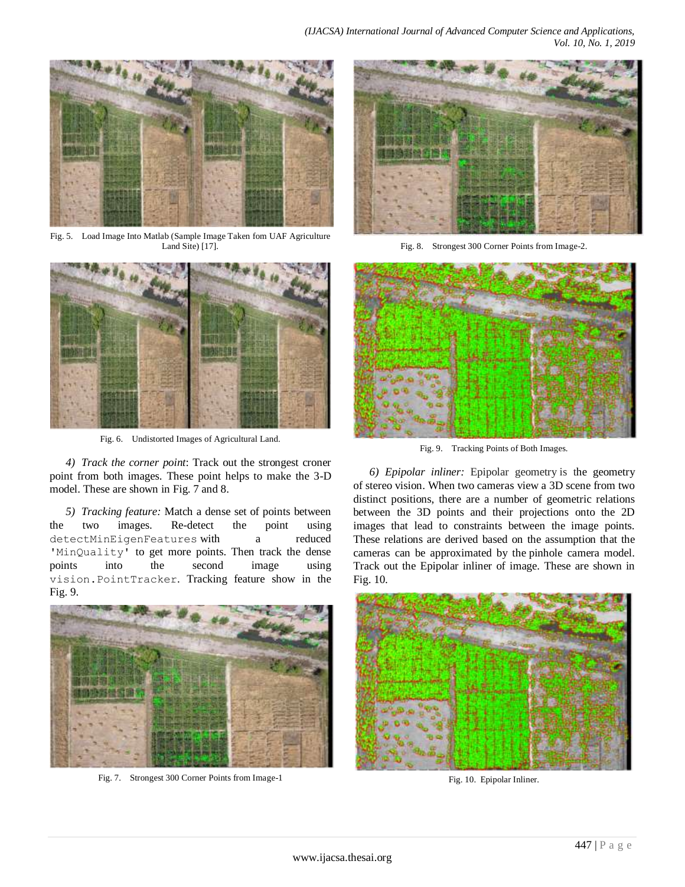Fig. 5. Load Image Into Matlab (Sample Image Taken fom UAF Agriculture Land Site) [17].

Fig. 6. Undistorted Images of Agricultural Land.

*4) Track the corner point*: Track out the strongest croner point from both images. These point helps to make the 3-D model. These are shown in Fig. 7 and 8.

*5) Tracking feature:* Match a dense set of points between the two images. Re-detect the point using `detectMinEigenFeatures` with a reduced `'MinQuality'` to get more points. Then track the dense points into the second image using `vision.PointTracker`. Tracking feature show in the Fig. 9.

Fig. 7. Strongest 300 Corner Points from Image-1

Fig. 8. Strongest 300 Corner Points from Image-2.

Fig. 9. Tracking Points of Both Images.

*6) Epipolar inliner:* Epipolar geometry is the geometry of stereo vision. When two cameras view a 3D scene from two distinct positions, there are a number of geometric relations between the 3D points and their projections onto the 2D images that lead to constraints between the image points. These relations are derived based on the assumption that the cameras can be approximated by the pinhole camera model. Track out the Epipolar inliner of image. These are shown in Fig. 10.

Fig. 10. Epipolar Inliner.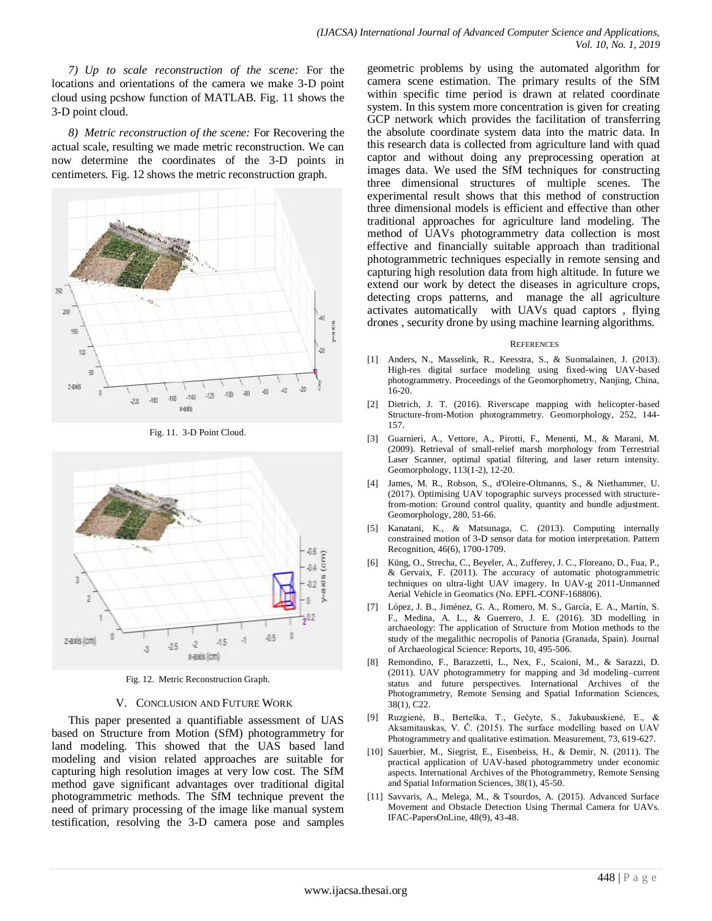*7) Up to scale reconstruction of the scene:* For the locations and orientations of the camera we make 3-D point cloud using pcshow function of MATLAB. Fig. 11 shows the 3-D point cloud.

*8) Metric reconstruction of the scene:* For Recovering the actual scale, resulting we made metric reconstruction. We can now determine the coordinates of the 3-D points in centimeters. Fig. 12 shows the metric reconstruction graph.

Fig. 11. 3-D Point Cloud.

Fig. 12. Metric Reconstruction Graph.

## V. Conclusion and Future Work

This paper presented a quantifiable assessment of UAS based on Structure from Motion (SfM) photogrammetry for land modeling. This showed that the UAS based land modeling and vision related approaches are suitable for capturing high resolution images at very low cost. The SfM method gave significant advantages over traditional digital photogrammetric methods. The SfM technique prevent the need of primary processing of the image like manual system testification, resolving the 3-D camera pose and samples geometric problems by using the automated algorithm for camera scene estimation. The primary results of the SfM within specific time period is drawn at related coordinate system. In this system more concentration is given for creating GCP network which provides the facilitation of transferring the absolute coordinate system data into the matric data. In this research data is collected from agriculture land with quad captor and without doing any preprocessing operation at images data. We used the SfM techniques for constructing three dimensional structures of multiple scenes. The experimental result shows that this method of construction three dimensional models is efficient and effective than other traditional approaches for agriculture land modeling. The method of UAVs photogrammetry data collection is most effective and financially suitable approach than traditional photogrammetric techniques especially in remote sensing and capturing high resolution data from high altitude. In future we extend our work by detect the diseases in agriculture crops, detecting crops patterns, and manage the all agriculture activates automatically with UAVs quad captors , flying drones , security drone by using machine learning algorithms.

## References

[1] Anders, N., Masselink, R., Keesstra, S., & Suomalainen, J. (2013). High-res digital surface modeling using fixed-wing UAV-based photogrammetry. Proceedings of the Geomorphometry, Nanjing, China, 16-20.

[2] Dietrich, J. T. (2016). Riverscape mapping with helicopter-based Structure-from-Motion photogrammetry. Geomorphology, 252, 144-157.

[3] Guarnieri, A., Vettore, A., Pirotti, F., Menenti, M., & Marani, M. (2009). Retrieval of small-relief marsh morphology from Terrestrial Laser Scanner, optimal spatial filtering, and laser return intensity. Geomorphology, 113(1-2), 12-20.

[4] James, M. R., Robson, S., d'Oleire-Oltmanns, S., & Niethammer, U. (2017). Optimising UAV topographic surveys processed with structure-from-motion: Ground control quality, quantity and bundle adjustment. Geomorphology, 280, 51-66.

[5] Kanatani, K., & Matsunaga, C. (2013). Computing internally constrained motion of 3-D sensor data for motion interpretation. Pattern Recognition, 46(6), 1700-1709.

[6] Küng, O., Strecha, C., Beyeler, A., Zufferey, J. C., Floreano, D., Fua, P., & Gervaix, F. (2011). The accuracy of automatic photogrammetric techniques on ultra-light UAV imagery. In UAV-g 2011-Unmanned Aerial Vehicle in Geomatics (No. EPFL-CONF-168806).

[7] López, J. B., Jiménez, G. A., Romero, M. S., García, E. A., Martín, S. F., Medina, A. L., & Guerrero, J. E. (2016). 3D modelling in archaeology: The application of Structure from Motion methods to the study of the megalithic necropolis of Panoria (Granada, Spain). Journal of Archaeological Science: Reports, 10, 495-506.

[8] Remondino, F., Barazzetti, L., Nex, F., Scaioni, M., & Sarazzi, D. (2011). UAV photogrammetry for mapping and 3d modeling–current status and future perspectives. International Archives of the Photogrammetry, Remote Sensing and Spatial Information Sciences, 38(1), C22.

[9] Ruzgienė, B., Berteška, T., Gečyte, S., Jakubauskienė, E., & Aksamitauskas, V. Č. (2015). The surface modelling based on UAV Photogrammetry and qualitative estimation. Measurement, 73, 619-627.

[10] Sauerbier, M., Siegrist, E., Eisenbeiss, H., & Demir, N. (2011). The practical application of UAV-based photogrammetry under economic aspects. International Archives of the Photogrammetry, Remote Sensing and Spatial Information Sciences, 38(1), 45-50.

[11] Savvaris, A., Melega, M., & Tsourdos, A. (2015). Advanced Surface Movement and Obstacle Detection Using Thermal Camera for UAVs. IFAC-PapersOnLine, 48(9), 43-48.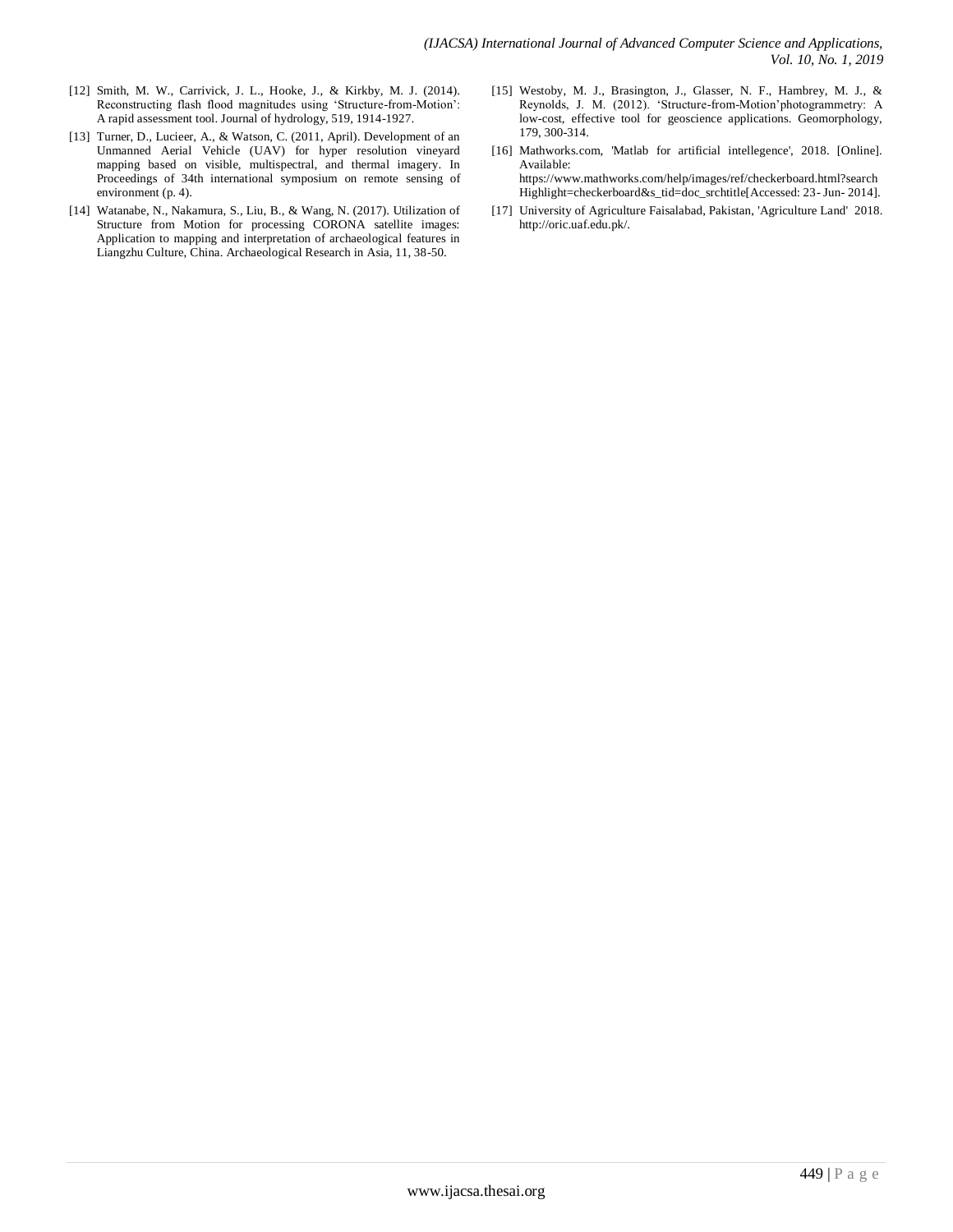[12] Smith, M. W., Carrivick, J. L., Hooke, J., & Kirkby, M. J. (2014). Reconstructing flash flood magnitudes using 'Structure-from-Motion': A rapid assessment tool. Journal of hydrology, 519, 1914-1927.

[13] Turner, D., Lucieer, A., & Watson, C. (2011, April). Development of an Unmanned Aerial Vehicle (UAV) for hyper resolution vineyard mapping based on visible, multispectral, and thermal imagery. In Proceedings of 34th international symposium on remote sensing of environment (p. 4).

[14] Watanabe, N., Nakamura, S., Liu, B., & Wang, N. (2017). Utilization of Structure from Motion for processing CORONA satellite images: Application to mapping and interpretation of archaeological features in Liangzhu Culture, China. Archaeological Research in Asia, 11, 38-50.

[15] Westoby, M. J., Brasington, J., Glasser, N. F., Hambrey, M. J., & Reynolds, J. M. (2012). 'Structure-from-Motion' photogrammetry: A low-cost, effective tool for geoscience applications. Geomorphology, 179, 300-314.

[16] Mathworks.com, 'Matlab for artificial intellegence', 2018. [Online]. Available: https://www.mathworks.com/help/images/ref/checkerboard.html?searchHighlight=checkerboard&s_tid=doc_srchtitle[Accessed: 23- Jun- 2014].

[17] University of Agriculture Faisalabad, Pakistan, 'Agriculture Land' 2018. http://oric.uaf.edu.pk/.